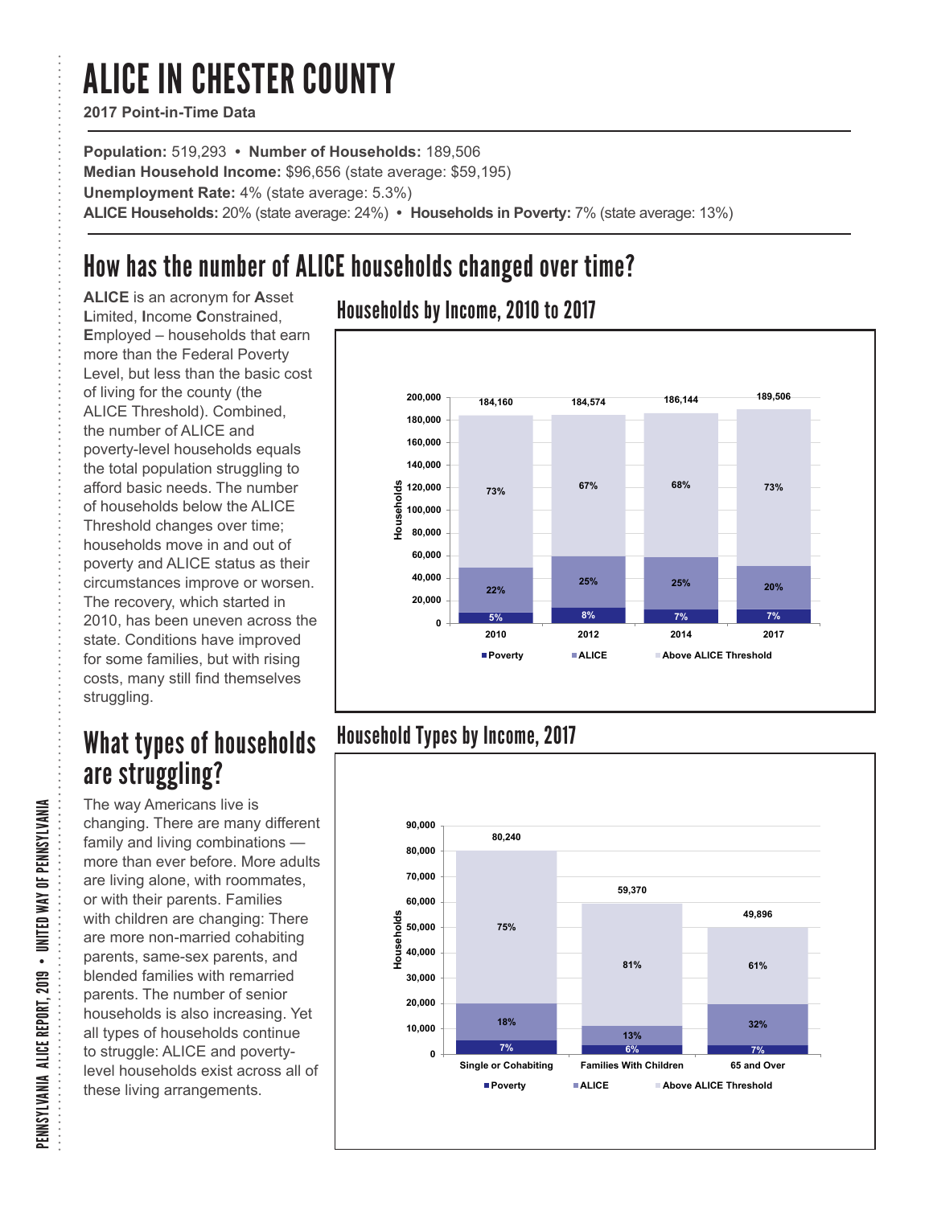# ALICE IN CHESTER COUNTY

**2017 Point-in-Time Data**

**Population:** 519,293 • **Number of Households:** 189,506
**Median Household Income:** $96,656 (state average: $59,195)
**Unemployment Rate:** 4% (state average: 5.3%)
**ALICE Households:** 20% (state average: 24%) • **Households in Poverty:** 7% (state average: 13%)

## How has the number of ALICE households changed over time?

**ALICE** is an acronym for **A**sset **L**imited, **I**ncome **C**onstrained, **E**mployed – households that earn more than the Federal Poverty Level, but less than the basic cost of living for the county (the ALICE Threshold). Combined, the number of ALICE and poverty-level households equals the total population struggling to afford basic needs. The number of households below the ALICE Threshold changes over time; households move in and out of poverty and ALICE status as their circumstances improve or worsen. The recovery, which started in 2010, has been uneven across the state. Conditions have improved for some families, but with rising costs, many still find themselves struggling.

### Households by Income, 2010 to 2017

| Year | Total Households | Poverty | ALICE | Above ALICE Threshold |
|---|---|---|---|---|
| 2010 | 184,160 | 5% | 22% | 73% |
| 2012 | 184,574 | 8% | 25% | 67% |
| 2014 | 186,144 | 7% | 25% | 68% |
| 2017 | 189,506 | 7% | 20% | 73% |

## What types of households are struggling?

The way Americans live is changing. There are many different family and living combinations — more than ever before. More adults are living alone, with roommates, or with their parents. Families with children are changing: There are more non-married cohabiting parents, same-sex parents, and blended families with remarried parents. The number of senior households is also increasing. Yet all types of households continue to struggle: ALICE and poverty-level households exist across all of these living arrangements.

### Household Types by Income, 2017

| Household Type | Total Households | Poverty | ALICE | Above ALICE Threshold |
|---|---|---|---|---|
| Single or Cohabiting | 80,240 | 7% | 18% | 75% |
| Families With Children | 59,370 | 6% | 13% | 81% |
| 65 and Over | 49,896 | 7% | 32% | 61% |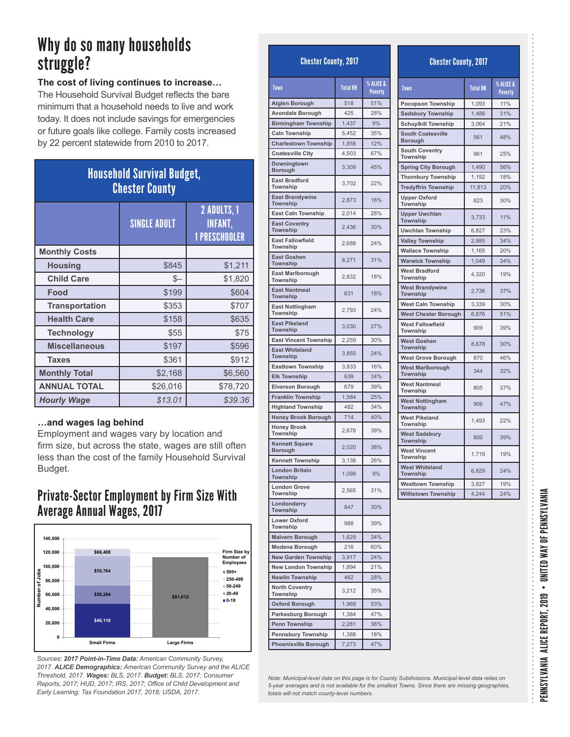# Why do so many households struggle?

**The cost of living continues to increase…**
The Household Survival Budget reflects the bare minimum that a household needs to live and work today. It does not include savings for emergencies or future goals like college. Family costs increased by 22 percent statewide from 2010 to 2017.

## Household Survival Budget, Chester County

| | SINGLE ADULT | 2 ADULTS, 1 INFANT, 1 PRESCHOOLER |
|---|---|---|
| **Monthly Costs** | | |
| **Housing** | $845 | $1,211 |
| **Child Care** | $– | $1,820 |
| **Food** | $199 | $604 |
| **Transportation** | $353 | $707 |
| **Health Care** | $158 | $635 |
| **Technology** | $55 | $75 |
| **Miscellaneous** | $197 | $596 |
| **Taxes** | $361 | $912 |
| **Monthly Total** | $2,168 | $6,560 |
| **ANNUAL TOTAL** | $26,016 | $78,720 |
| ***Hourly Wage*** | *$13.01* | *$39.36* |

**…and wages lag behind**
Employment and wages vary by location and firm size, but across the state, wages are still often less than the cost of the family Household Survival Budget.

## Private-Sector Employment by Firm Size With Average Annual Wages, 2017

Number of Jobs
140,000
120,000
100,000
80,000
60,000
40,000
20,000
0
Small Firms: $46,116; $58,284; $55,764; $66,408
Large Firms: $81,612
Firm Size by Number of Employees
500+
250-499
50-249
20-49
0-19

*Sources:* ***2017 Point-in-Time Data:*** *American Community Survey, 2017.* ***ALICE Demographics:*** *American Community Survey and the ALICE Threshold, 2017.* ***Wages:*** *BLS, 2017.* ***Budget:*** *BLS, 2017; Consumer Reports, 2017; HUD, 2017; IRS, 2017; Office of Child Development and Early Learning; Tax Foundation 2017, 2018; USDA, 2017.*

## Chester County, 2017

| Town | Total HH | % ALICE & Poverty |
|---|---|---|
| Atglen Borough | 518 | 51% |
| Avondale Borough | 425 | 28% |
| Birmingham Township | 1,437 | 9% |
| Caln Township | 5,452 | 35% |
| Charlestown Township | 1,858 | 12% |
| Coatesville City | 4,503 | 67% |
| Downingtown Borough | 3,309 | 45% |
| East Bradford Township | 3,702 | 22% |
| East Brandywine Township | 2,873 | 16% |
| East Caln Township | 2,014 | 28% |
| East Coventry Township | 2,436 | 30% |
| East Fallowfield Township | 2,688 | 24% |
| East Goshen Township | 8,271 | 31% |
| East Marlborough Township | 2,832 | 18% |
| East Nantmeal Township | 631 | 18% |
| East Nottingham Township | 2,793 | 24% |
| East Pikeland Township | 3,030 | 27% |
| East Vincent Township | 2,259 | 30% |
| East Whiteland Township | 3,855 | 24% |
| Easttown Township | 3,833 | 16% |
| Elk Township | 639 | 34% |
| Elverson Borough | 679 | 39% |
| Franklin Township | 1,584 | 25% |
| Highland Township | 482 | 34% |
| Honey Brook Borough | 714 | 40% |
| Honey Brook Township | 2,678 | 39% |
| Kennett Square Borough | 2,020 | 38% |
| Kennett Township | 3,138 | 26% |
| London Britain Township | 1,098 | 9% |
| London Grove Township | 2,565 | 31% |
| Londonderry Township | 847 | 30% |
| Lower Oxford Township | 988 | 39% |
| Malvern Borough | 1,629 | 34% |
| Modena Borough | 216 | 60% |
| New Garden Township | 3,917 | 24% |
| New London Township | 1,894 | 21% |
| Newlin Township | 462 | 28% |
| North Coventry Township | 3,212 | 35% |
| Oxford Borough | 1,969 | 53% |
| Parkesburg Borough | 1,384 | 47% |
| Penn Township | 2,281 | 36% |
| Pennsbury Township | 1,388 | 18% |
| Phoenixville Borough | 7,273 | 47% |
| Pocopson Township | 1,093 | 11% |
| Sadsbury Township | 1,486 | 31% |
| Schuylkill Township | 3,064 | 21% |
| South Coatesville Borough | 561 | 48% |
| South Coventry Township | 961 | 25% |
| Spring City Borough | 1,490 | 56% |
| Thornbury Township | 1,192 | 18% |
| Tredyffrin Township | 11,813 | 20% |
| Upper Oxford Township | 823 | 30% |
| Upper Uwchlan Township | 3,733 | 11% |
| Uwchlan Township | 6,827 | 23% |
| Valley Township | 2,885 | 34% |
| Wallace Township | 1,165 | 20% |
| Warwick Township | 1,049 | 34% |
| West Bradford Township | 4,320 | 19% |
| West Brandywine Township | 2,736 | 37% |
| West Caln Township | 3,339 | 30% |
| West Chester Borough | 6,876 | 51% |
| West Fallowfield Township | 909 | 39% |
| West Goshen Township | 8,678 | 30% |
| West Grove Borough | 870 | 46% |
| West Marlborough Township | 344 | 32% |
| West Nantmeal Township | 805 | 37% |
| West Nottingham Township | 906 | 47% |
| West Pikeland Township | 1,493 | 22% |
| West Sadsbury Township | 800 | 39% |
| West Vincent Township | 1,719 | 19% |
| West Whiteland Township | 6,829 | 24% |
| Westtown Township | 3,827 | 19% |
| Willistown Township | 4,244 | 24% |

*Note: Municipal-level data on this page is for County Subdivisions. Municipal-level data relies on 5-year averages and is not available for the smallest Towns. Since there are missing geographies, totals will not match county-level numbers.*